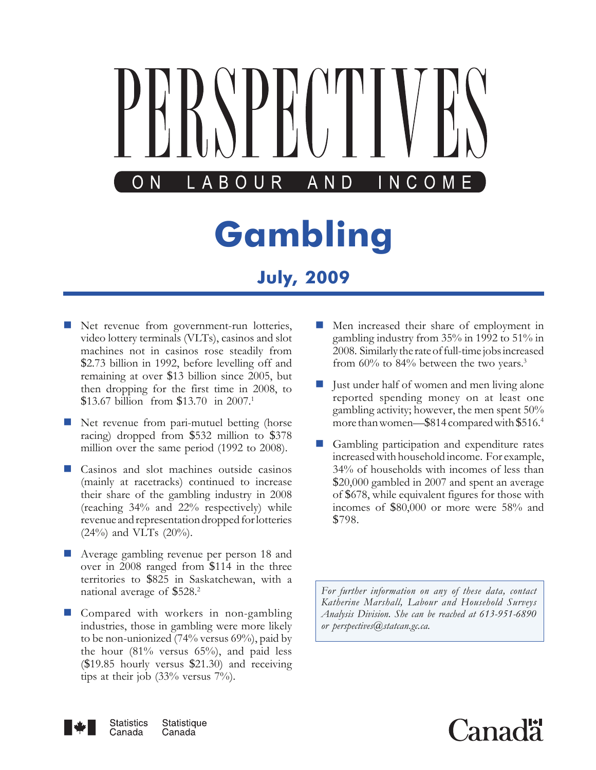# PERSPECTIVES

ON LABOUR AND INCOME

# Gambling

## July, 2009

- Net revenue from government-run lotteries, video lottery terminals (VLTs), casinos and slot machines not in casinos rose steadily from \$2.73 billion in 1992, before levelling off and remaining at over \$13 billion since 2005, but then dropping for the first time in 2008, to \$13.67 billion from \$13.70 in 2007.[1]

- Net revenue from pari-mutuel betting (horse racing) dropped from \$532 million to \$378 million over the same period (1992 to 2008).

- Casinos and slot machines outside casinos (mainly at racetracks) continued to increase their share of the gambling industry in 2008 (reaching 34% and 22% respectively) while revenue and representation dropped for lotteries (24%) and VLTs (20%).

- Average gambling revenue per person 18 and over in 2008 ranged from \$114 in the three territories to \$825 in Saskatchewan, with a national average of \$528.[2]

- Compared with workers in non-gambling industries, those in gambling were more likely to be non-unionized (74% versus 69%), paid by the hour (81% versus 65%), and paid less (\$19.85 hourly versus \$21.30) and receiving tips at their job (33% versus 7%).

- Men increased their share of employment in gambling industry from 35% in 1992 to 51% in 2008. Similarly the rate of full-time jobs increased from 60% to 84% between the two years.[3]

- Just under half of women and men living alone reported spending money on at least one gambling activity; however, the men spent 50% more than women—\$814 compared with \$516.[4]

- Gambling participation and expenditure rates increased with household income. For example, 34% of households with incomes of less than \$20,000 gambled in 2007 and spent an average of \$678, while equivalent figures for those with incomes of \$80,000 or more were 58% and \$798.

*For further information on any of these data, contact Katherine Marshall, Labour and Household Surveys Analysis Division. She can be reached at 613-951-6890 or perspectives@statcan.gc.ca.*

Statistics Canada Statistique Canada

Canada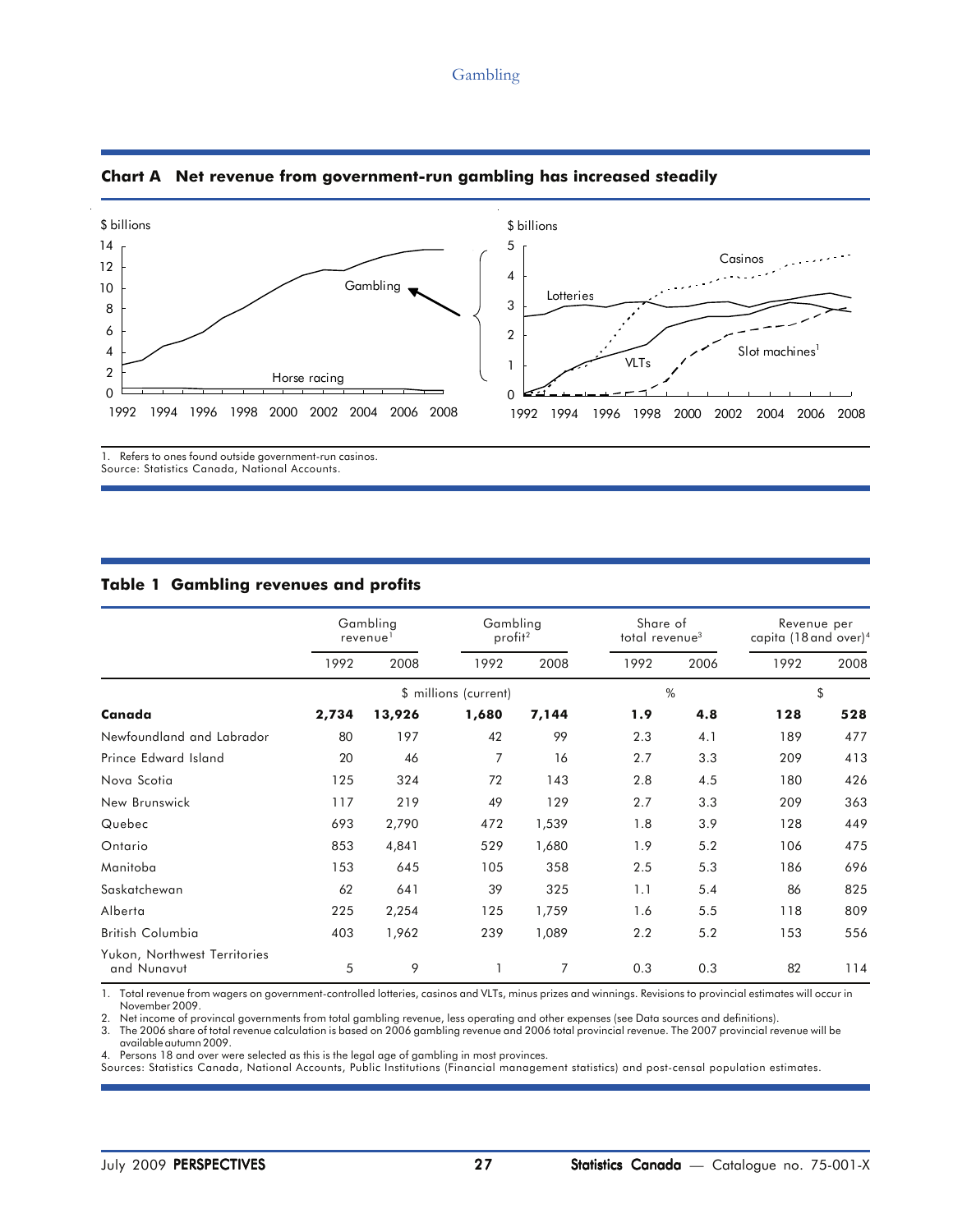## Chart A Net revenue from government-run gambling has increased steadily

1. Refers to ones found outside government-run casinos.
Source: Statistics Canada, National Accounts.

## Table 1 Gambling revenues and profits

| | Gambling revenue[1] | | Gambling profit[2] | | Share of total revenue[3] | | Revenue per capita (18 and over)[4] | |
|---|---|---|---|---|---|---|---|---|
| | 1992 | 2008 | 1992 | 2008 | 1992 | 2006 | 1992 | 2008 |
| | $ millions (current) | | | | % | | $ | |
| **Canada** | **2,734** | **13,926** | **1,680** | **7,144** | **1.9** | **4.8** | **128** | **528** |
| Newfoundland and Labrador | 80 | 197 | 42 | 99 | 2.3 | 4.1 | 189 | 477 |
| Prince Edward Island | 20 | 46 | 7 | 16 | 2.7 | 3.3 | 209 | 413 |
| Nova Scotia | 125 | 324 | 72 | 143 | 2.8 | 4.5 | 180 | 426 |
| New Brunswick | 117 | 219 | 49 | 129 | 2.7 | 3.3 | 209 | 363 |
| Quebec | 693 | 2,790 | 472 | 1,539 | 1.8 | 3.9 | 128 | 449 |
| Ontario | 853 | 4,841 | 529 | 1,680 | 1.9 | 5.2 | 106 | 475 |
| Manitoba | 153 | 645 | 105 | 358 | 2.5 | 5.3 | 186 | 696 |
| Saskatchewan | 62 | 641 | 39 | 325 | 1.1 | 5.4 | 86 | 825 |
| Alberta | 225 | 2,254 | 125 | 1,759 | 1.6 | 5.5 | 118 | 809 |
| British Columbia | 403 | 1,962 | 239 | 1,089 | 2.2 | 5.2 | 153 | 556 |
| Yukon, Northwest Territories and Nunavut | 5 | 9 | 1 | 7 | 0.3 | 0.3 | 82 | 114 |

1. Total revenue from wagers on government-controlled lotteries, casinos and VLTs, minus prizes and winnings. Revisions to provincial estimates will occur in November 2009.
2. Net income of provincal governments from total gambling revenue, less operating and other expenses (see Data sources and definitions).
3. The 2006 share of total revenue calculation is based on 2006 gambling revenue and 2006 total provincial revenue. The 2007 provincial revenue will be available autumn 2009.
4. Persons 18 and over were selected as this is the legal age of gambling in most provinces.

Sources: Statistics Canada, National Accounts, Public Institutions (Financial management statistics) and post-censal population estimates.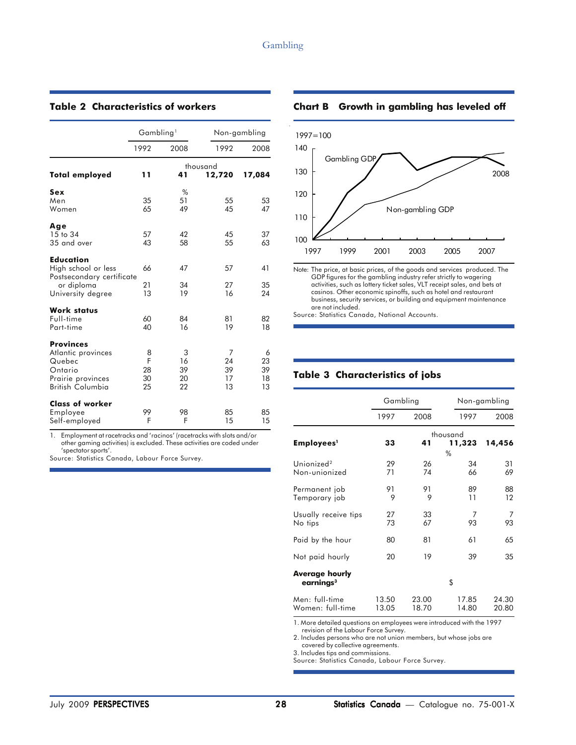## Table 2 Characteristics of workers

| | Gambling[1] | | Non-gambling | |
|---|---|---|---|---|
| | 1992 | 2008 | 1992 | 2008 |
| | thousand | | | |
| **Total employed** | **11** | **41** | **12,720** | **17,084** |
| **Sex** | % | | | |
| Men | 35 | 51 | 55 | 53 |
| Women | 65 | 49 | 45 | 47 |
| **Age** | | | | |
| 15 to 34 | 57 | 42 | 45 | 37 |
| 35 and over | 43 | 58 | 55 | 63 |
| **Education** | | | | |
| High school or less | 66 | 47 | 57 | 41 |
| Postsecondary certificate or diploma | 21 | 34 | 27 | 35 |
| University degree | 13 | 19 | 16 | 24 |
| **Work status** | | | | |
| Full-time | 60 | 84 | 81 | 82 |
| Part-time | 40 | 16 | 19 | 18 |
| **Provinces** | | | | |
| Atlantic provinces | 8 | 3 | 7 | 6 |
| Quebec | F | 16 | 24 | 23 |
| Ontario | 28 | 39 | 39 | 39 |
| Prairie provinces | 30 | 20 | 17 | 18 |
| British Columbia | 25 | 22 | 13 | 13 |
| **Class of worker** | | | | |
| Employee | 99 | 98 | 85 | 85 |
| Self-employed | F | F | 15 | 15 |

1. Employment at racetracks and 'racinos' (racetracks with slots and/or other gaming activities) is excluded. These activities are coded under 'spectator sports'.

Source: Statistics Canada, Labour Force Survey.

## Chart B Growth in gambling has leveled off

Note: The price, at basic prices, of the goods and services produced. The GDP figures for the gambling industry refer strictly to wagering activities, such as lottery ticket sales, VLT receipt sales, and bets at casinos. Other economic spinoffs, such as hotel and restaurant business, security services, or building and equipment maintenance are not included.

Source: Statistics Canada, National Accounts.

## Table 3 Characteristics of jobs

| | Gambling | | Non-gambling | |
|---|---|---|---|---|
| | 1997 | 2008 | 1997 | 2008 |
| | thousand | | | |
| **Employees[1]** | **33** | **41** | **11,323** | **14,456** |
| | % | | | |
| Unionized[2] | 29 | 26 | 34 | 31 |
| Non-unionized | 71 | 74 | 66 | 69 |
| Permanent job | 91 | 91 | 89 | 88 |
| Temporary job | 9 | 9 | 11 | 12 |
| Usually receive tips | 27 | 33 | 7 | 7 |
| No tips | 73 | 67 | 93 | 93 |
| Paid by the hour | 80 | 81 | 61 | 65 |
| Not paid hourly | 20 | 19 | 39 | 35 |
| **Average hourly earnings[3]** | $ | | | |
| Men: full-time | 13.50 | 23.00 | 17.85 | 24.30 |
| Women: full-time | 13.05 | 18.70 | 14.80 | 20.80 |

1. More detailed questions on employees were introduced with the 1997 revision of the Labour Force Survey.
2. Includes persons who are not union members, but whose jobs are covered by collective agreements.
3. Includes tips and commissions.

Source: Statistics Canada, Labour Force Survey.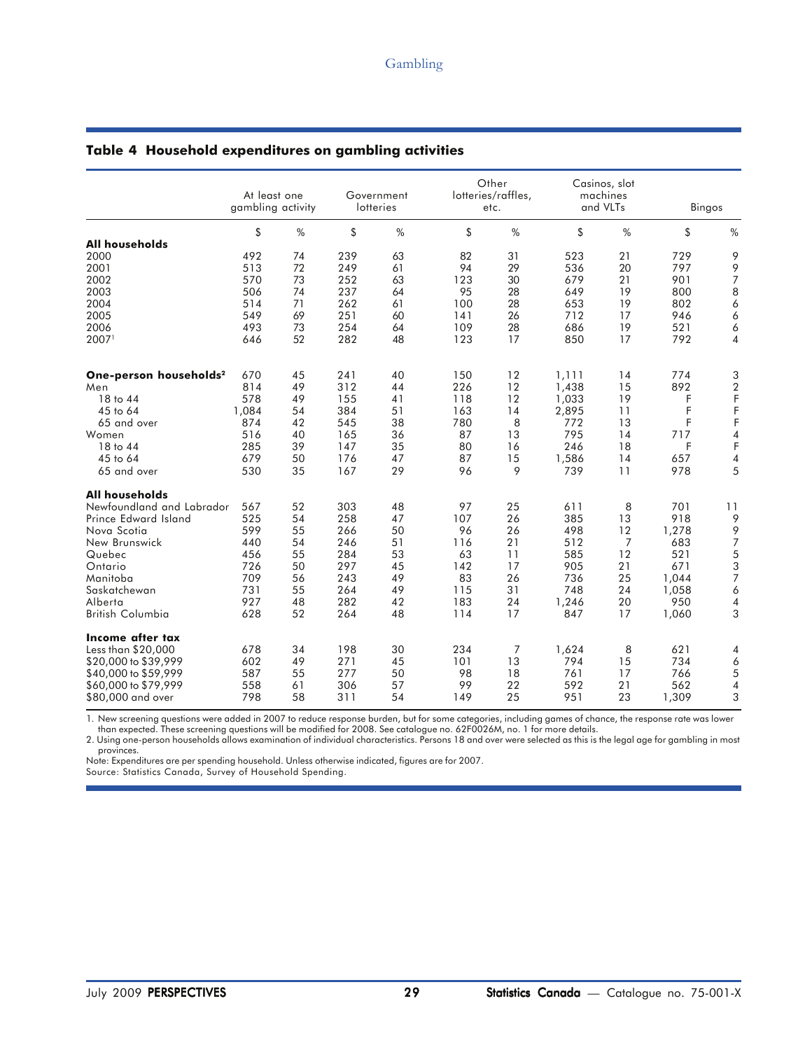## Table 4 Household expenditures on gambling activities

| | At least one gambling activity | | Government lotteries | | Other lotteries/raffles, etc. | | Casinos, slot machines and VLTs | | Bingos | |
|---|---|---|---|---|---|---|---|---|---|---|
| | $ | % | $ | % | $ | % | $ | % | $ | % |
| **All households** | | | | | | | | | | |
| 2000 | 492 | 74 | 239 | 63 | 82 | 31 | 523 | 21 | 729 | 9 |
| 2001 | 513 | 72 | 249 | 61 | 94 | 29 | 536 | 20 | 797 | 9 |
| 2002 | 570 | 73 | 252 | 63 | 123 | 30 | 679 | 21 | 901 | 7 |
| 2003 | 506 | 74 | 237 | 64 | 95 | 28 | 649 | 19 | 800 | 8 |
| 2004 | 514 | 71 | 262 | 61 | 100 | 28 | 653 | 19 | 802 | 6 |
| 2005 | 549 | 69 | 251 | 60 | 141 | 26 | 712 | 17 | 946 | 6 |
| 2006 | 493 | 73 | 254 | 64 | 109 | 28 | 686 | 19 | 521 | 6 |
| 2007[1] | 646 | 52 | 282 | 48 | 123 | 17 | 850 | 17 | 792 | 4 |
| **One-person households[2]** | 670 | 45 | 241 | 40 | 150 | 12 | 1,111 | 14 | 774 | 3 |
| Men | 814 | 49 | 312 | 44 | 226 | 12 | 1,438 | 15 | 892 | 2 |
| 18 to 44 | 578 | 49 | 155 | 41 | 118 | 12 | 1,033 | 19 | F | F |
| 45 to 64 | 1,084 | 54 | 384 | 51 | 163 | 14 | 2,895 | 11 | F | F |
| 65 and over | 874 | 42 | 545 | 38 | 780 | 8 | 772 | 13 | F | F |
| Women | 516 | 40 | 165 | 36 | 87 | 13 | 795 | 14 | 717 | 4 |
| 18 to 44 | 285 | 39 | 147 | 35 | 80 | 16 | 246 | 18 | F | F |
| 45 to 64 | 679 | 50 | 176 | 47 | 87 | 15 | 1,586 | 14 | 657 | 4 |
| 65 and over | 530 | 35 | 167 | 29 | 96 | 9 | 739 | 11 | 978 | 5 |
| **All households** | | | | | | | | | | |
| Newfoundland and Labrador | 567 | 52 | 303 | 48 | 97 | 25 | 611 | 8 | 701 | 11 |
| Prince Edward Island | 525 | 54 | 258 | 47 | 107 | 26 | 385 | 13 | 918 | 9 |
| Nova Scotia | 599 | 55 | 266 | 50 | 96 | 26 | 498 | 12 | 1,278 | 9 |
| New Brunswick | 440 | 54 | 246 | 51 | 116 | 21 | 512 | 7 | 683 | 7 |
| Quebec | 456 | 55 | 284 | 53 | 63 | 11 | 585 | 12 | 521 | 5 |
| Ontario | 726 | 50 | 297 | 45 | 142 | 17 | 905 | 21 | 671 | 3 |
| Manitoba | 709 | 56 | 243 | 49 | 83 | 26 | 736 | 25 | 1,044 | 7 |
| Saskatchewan | 731 | 55 | 264 | 49 | 115 | 31 | 748 | 24 | 1,058 | 6 |
| Alberta | 927 | 48 | 282 | 42 | 183 | 24 | 1,246 | 20 | 950 | 4 |
| British Columbia | 628 | 52 | 264 | 48 | 114 | 17 | 847 | 17 | 1,060 | 3 |
| **Income after tax** | | | | | | | | | | |
| Less than $20,000 | 678 | 34 | 198 | 30 | 234 | 7 | 1,624 | 8 | 621 | 4 |
| $20,000 to $39,999 | 602 | 49 | 271 | 45 | 101 | 13 | 794 | 15 | 734 | 6 |
| $40,000 to $59,999 | 587 | 55 | 277 | 50 | 98 | 18 | 761 | 17 | 766 | 5 |
| $60,000 to $79,999 | 558 | 61 | 306 | 57 | 99 | 22 | 592 | 21 | 562 | 4 |
| $80,000 and over | 798 | 58 | 311 | 54 | 149 | 25 | 951 | 23 | 1,309 | 3 |

1. New screening questions were added in 2007 to reduce response burden, but for some categories, including games of chance, the response rate was lower than expected. These screening questions will be modified for 2008. See catalogue no. 62F0026M, no. 1 for more details.
2. Using one-person households allows examination of individual characteristics. Persons 18 and over were selected as this is the legal age for gambling in most provinces.

Note: Expenditures are per spending household. Unless otherwise indicated, figures are for 2007.

Source: Statistics Canada, Survey of Household Spending.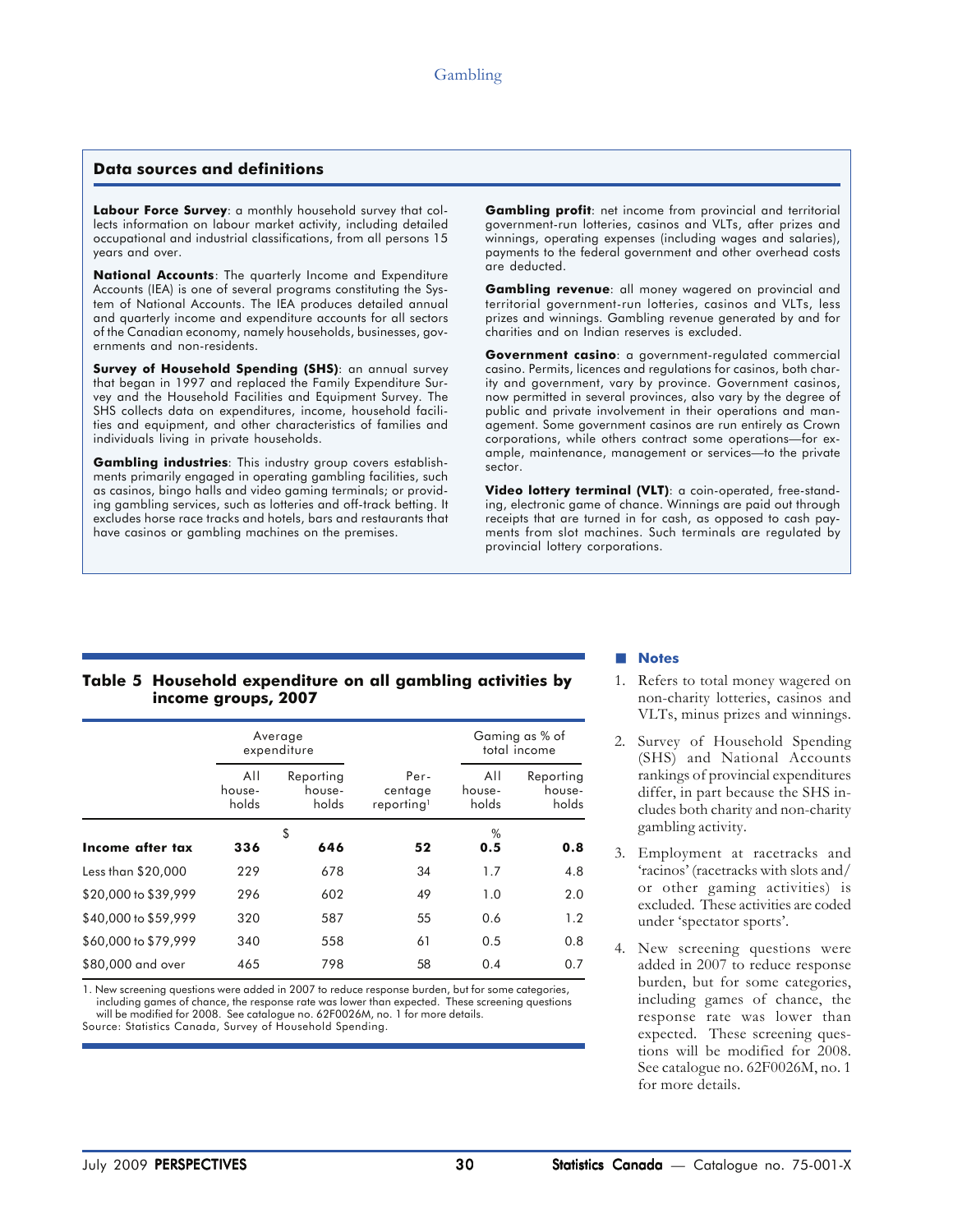## Data sources and definitions

**Labour Force Survey**: a monthly household survey that collects information on labour market activity, including detailed occupational and industrial classifications, from all persons 15 years and over.

**National Accounts**: The quarterly Income and Expenditure Accounts (IEA) is one of several programs constituting the System of National Accounts. The IEA produces detailed annual and quarterly income and expenditure accounts for all sectors of the Canadian economy, namely households, businesses, governments and non-residents.

**Survey of Household Spending (SHS)**: an annual survey that began in 1997 and replaced the Family Expenditure Survey and the Household Facilities and Equipment Survey. The SHS collects data on expenditures, income, household facilities and equipment, and other characteristics of families and individuals living in private households.

**Gambling industries**: This industry group covers establishments primarily engaged in operating gambling facilities, such as casinos, bingo halls and video gaming terminals; or providing gambling services, such as lotteries and off-track betting. It excludes horse race tracks and hotels, bars and restaurants that have casinos or gambling machines on the premises.

**Gambling profit**: net income from provincial and territorial government-run lotteries, casinos and VLTs, after prizes and winnings, operating expenses (including wages and salaries), payments to the federal government and other overhead costs are deducted.

**Gambling revenue**: all money wagered on provincial and territorial government-run lotteries, casinos and VLTs, less prizes and winnings. Gambling revenue generated by and for charities and on Indian reserves is excluded.

**Government casino**: a government-regulated commercial casino. Permits, licences and regulations for casinos, both charity and government, vary by province. Government casinos, now permitted in several provinces, also vary by the degree of public and private involvement in their operations and management. Some government casinos are run entirely as Crown corporations, while others contract some operations—for example, maintenance, management or services—to the private sector.

**Video lottery terminal (VLT)**: a coin-operated, free-standing, electronic game of chance. Winnings are paid out through receipts that are turned in for cash, as opposed to cash payments from slot machines. Such terminals are regulated by provincial lottery corporations.

### Table 5 Household expenditure on all gambling activities by income groups, 2007

| | Average expenditure | | | Gaming as % of total income | |
|---|---|---|---|---|---|
| | All households | Reporting households | Percentage reporting[1] | All households | Reporting households |
| | $ | | | % | |
| **Income after tax** | **336** | **646** | **52** | **0.5** | **0.8** |
| Less than $20,000 | 229 | 678 | 34 | 1.7 | 4.8 |
| $20,000 to $39,999 | 296 | 602 | 49 | 1.0 | 2.0 |
| $40,000 to $59,999 | 320 | 587 | 55 | 0.6 | 1.2 |
| $60,000 to $79,999 | 340 | 558 | 61 | 0.5 | 0.8 |
| $80,000 and over | 465 | 798 | 58 | 0.4 | 0.7 |

1. New screening questions were added in 2007 to reduce response burden, but for some categories, including games of chance, the response rate was lower than expected. These screening questions will be modified for 2008. See catalogue no. 62F0026M, no. 1 for more details.

Source: Statistics Canada, Survey of Household Spending.

## Notes

1. Refers to total money wagered on non-charity lotteries, casinos and VLTs, minus prizes and winnings.
2. Survey of Household Spending (SHS) and National Accounts rankings of provincial expenditures differ, in part because the SHS includes both charity and non-charity gambling activity.
3. Employment at racetracks and 'racinos' (racetracks with slots and/or other gaming activities) is excluded. These activities are coded under 'spectator sports'.
4. New screening questions were added in 2007 to reduce response burden, but for some categories, including games of chance, the response rate was lower than expected. These screening questions will be modified for 2008. See catalogue no. 62F0026M, no. 1 for more details.